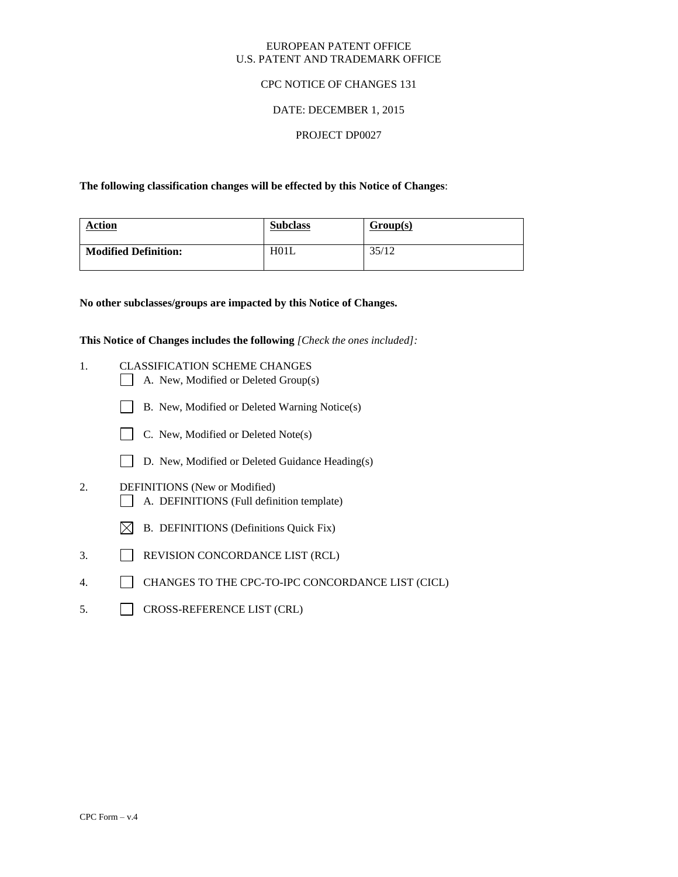EUROPEAN PATENT OFFICE
U.S. PATENT AND TRADEMARK OFFICE

CPC NOTICE OF CHANGES 131

DATE: DECEMBER 1, 2015

PROJECT DP0027

**The following classification changes will be effected by this Notice of Changes**:

| Action | Subclass | Group(s) |
|---|---|---|
| **Modified Definition:** | H01L | 35/12 |

**No other subclasses/groups are impacted by this Notice of Changes.**

**This Notice of Changes includes the following** *[Check the ones included]:*

1. CLASSIFICATION SCHEME CHANGES
   - ☐ A. New, Modified or Deleted Group(s)
   - ☐ B. New, Modified or Deleted Warning Notice(s)
   - ☐ C. New, Modified or Deleted Note(s)
   - ☐ D. New, Modified or Deleted Guidance Heading(s)
2. DEFINITIONS (New or Modified)
   - ☐ A. DEFINITIONS (Full definition template)
   - ☒ B. DEFINITIONS (Definitions Quick Fix)
3. ☐ REVISION CONCORDANCE LIST (RCL)
4. ☐ CHANGES TO THE CPC-TO-IPC CONCORDANCE LIST (CICL)
5. ☐ CROSS-REFERENCE LIST (CRL)

CPC Form – v.4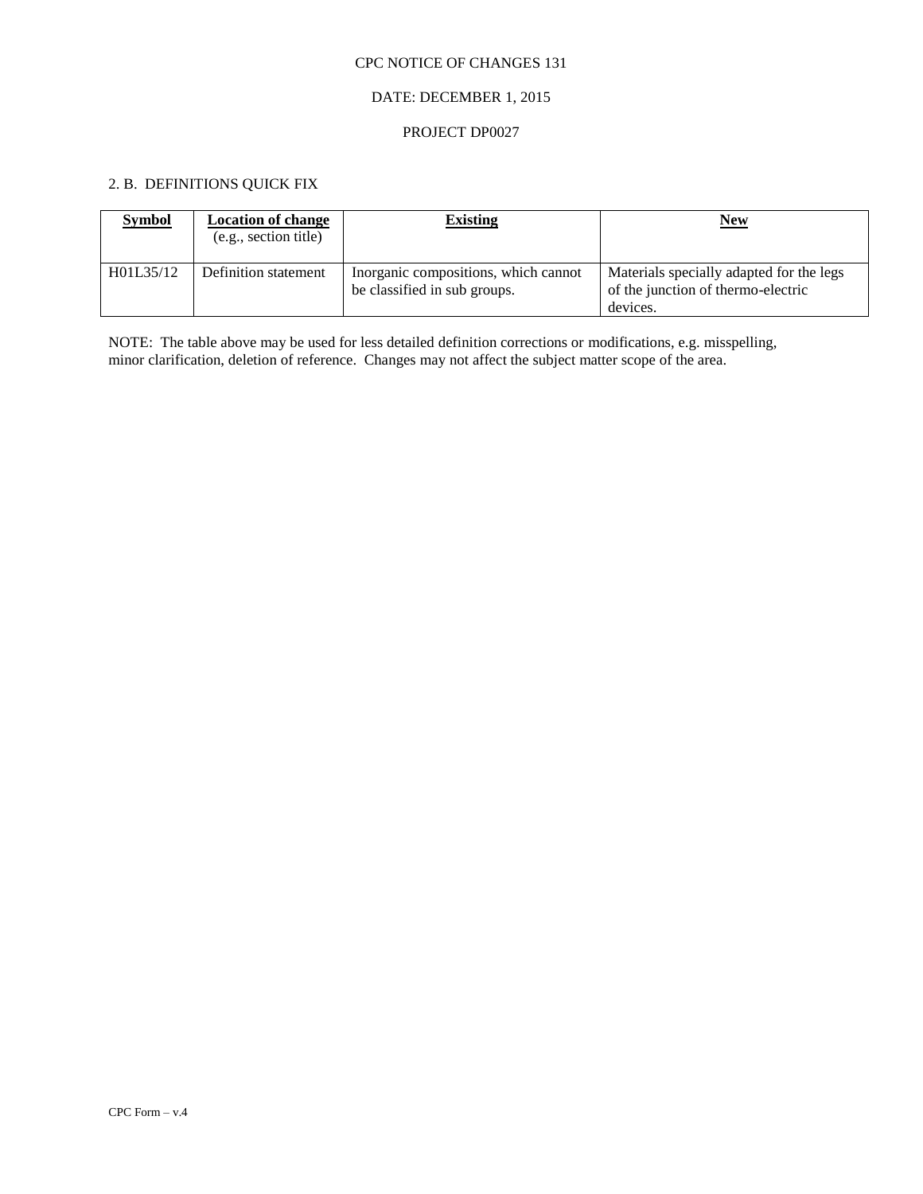CPC NOTICE OF CHANGES 131

DATE: DECEMBER 1, 2015

PROJECT DP0027

## 2. B. DEFINITIONS QUICK FIX

| Symbol | Location of change (e.g., section title) | Existing | New |
|---|---|---|---|
| H01L35/12 | Definition statement | Inorganic compositions, which cannot be classified in sub groups. | Materials specially adapted for the legs of the junction of thermo-electric devices. |

NOTE: The table above may be used for less detailed definition corrections or modifications, e.g. misspelling, minor clarification, deletion of reference. Changes may not affect the subject matter scope of the area.